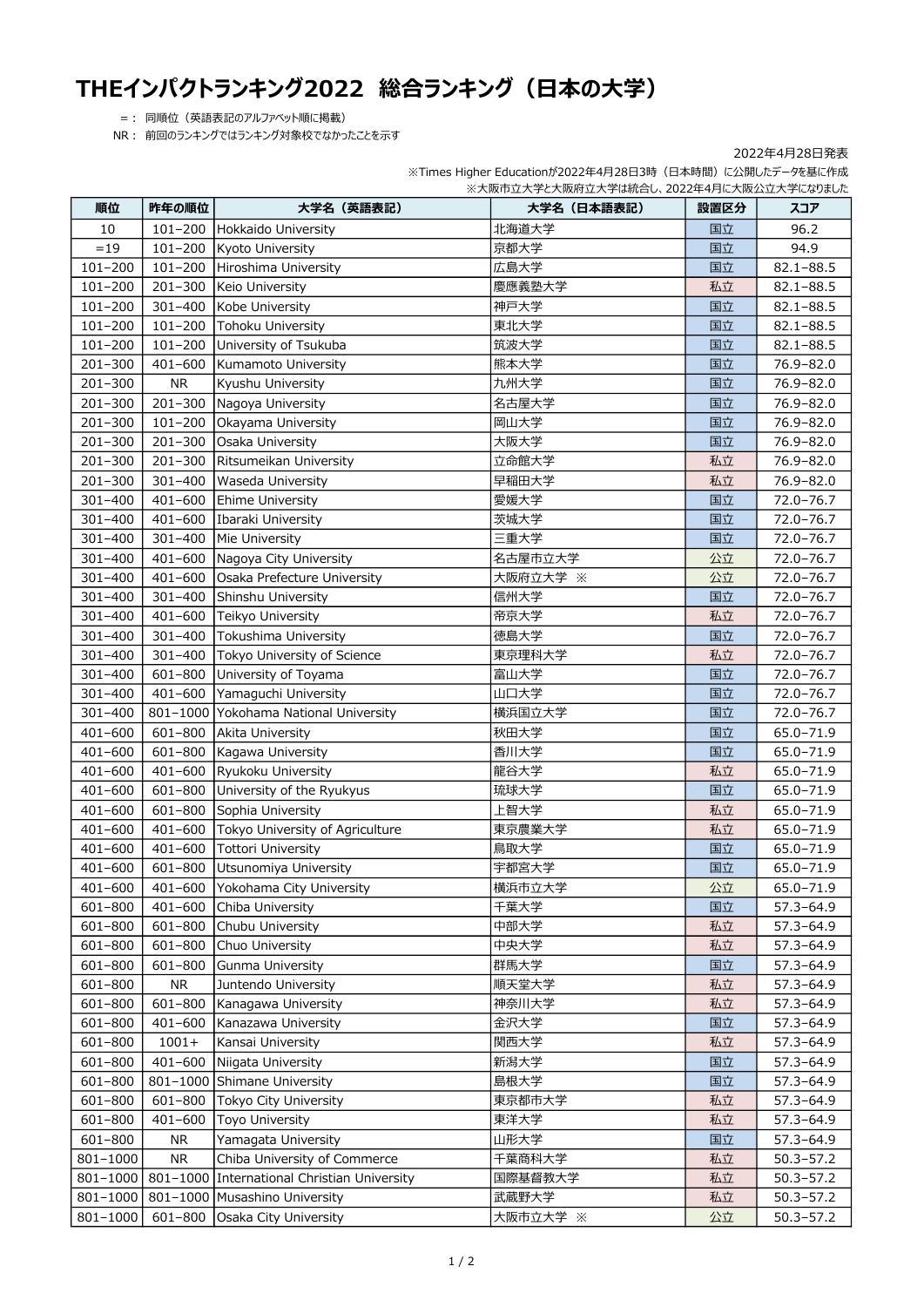# THEインパクトランキング2022　総合ランキング（日本の大学）

＝：　同順位（英語表記のアルファベット順に掲載）
NR：　前回のランキングではランキング対象校でなかったことを示す

2022年4月28日発表

※Times Higher Educationが2022年4月28日3時（日本時間）に公開したデータを基に作成
※大阪市立大学と大阪府立大学は統合し、2022年4月に大阪公立大学になりました

| 順位 | 昨年の順位 | 大学名（英語表記） | 大学名（日本語表記） | 設置区分 | スコア |
|---|---|---|---|---|---|
| 10 | 101–200 | Hokkaido University | 北海道大学 | 国立 | 96.2 |
| =19 | 101–200 | Kyoto University | 京都大学 | 国立 | 94.9 |
| 101–200 | 101–200 | Hiroshima University | 広島大学 | 国立 | 82.1–88.5 |
| 101–200 | 201–300 | Keio University | 慶應義塾大学 | 私立 | 82.1–88.5 |
| 101–200 | 301–400 | Kobe University | 神戸大学 | 国立 | 82.1–88.5 |
| 101–200 | 101–200 | Tohoku University | 東北大学 | 国立 | 82.1–88.5 |
| 101–200 | 101–200 | University of Tsukuba | 筑波大学 | 国立 | 82.1–88.5 |
| 201–300 | 401–600 | Kumamoto University | 熊本大学 | 国立 | 76.9–82.0 |
| 201–300 | NR | Kyushu University | 九州大学 | 国立 | 76.9–82.0 |
| 201–300 | 201–300 | Nagoya University | 名古屋大学 | 国立 | 76.9–82.0 |
| 201–300 | 101–200 | Okayama University | 岡山大学 | 国立 | 76.9–82.0 |
| 201–300 | 201–300 | Osaka University | 大阪大学 | 国立 | 76.9–82.0 |
| 201–300 | 201–300 | Ritsumeikan University | 立命館大学 | 私立 | 76.9–82.0 |
| 201–300 | 301–400 | Waseda University | 早稲田大学 | 私立 | 76.9–82.0 |
| 301–400 | 401–600 | Ehime University | 愛媛大学 | 国立 | 72.0–76.7 |
| 301–400 | 401–600 | Ibaraki University | 茨城大学 | 国立 | 72.0–76.7 |
| 301–400 | 301–400 | Mie University | 三重大学 | 国立 | 72.0–76.7 |
| 301–400 | 401–600 | Nagoya City University | 名古屋市立大学 | 公立 | 72.0–76.7 |
| 301–400 | 401–600 | Osaka Prefecture University | 大阪府立大学　※ | 公立 | 72.0–76.7 |
| 301–400 | 301–400 | Shinshu University | 信州大学 | 国立 | 72.0–76.7 |
| 301–400 | 401–600 | Teikyo University | 帝京大学 | 私立 | 72.0–76.7 |
| 301–400 | 301–400 | Tokushima University | 徳島大学 | 国立 | 72.0–76.7 |
| 301–400 | 301–400 | Tokyo University of Science | 東京理科大学 | 私立 | 72.0–76.7 |
| 301–400 | 601–800 | University of Toyama | 富山大学 | 国立 | 72.0–76.7 |
| 301–400 | 401–600 | Yamaguchi University | 山口大学 | 国立 | 72.0–76.7 |
| 301–400 | 801–1000 | Yokohama National University | 横浜国立大学 | 国立 | 72.0–76.7 |
| 401–600 | 601–800 | Akita University | 秋田大学 | 国立 | 65.0–71.9 |
| 401–600 | 601–800 | Kagawa University | 香川大学 | 国立 | 65.0–71.9 |
| 401–600 | 401–600 | Ryukoku University | 龍谷大学 | 私立 | 65.0–71.9 |
| 401–600 | 601–800 | University of the Ryukyus | 琉球大学 | 国立 | 65.0–71.9 |
| 401–600 | 601–800 | Sophia University | 上智大学 | 私立 | 65.0–71.9 |
| 401–600 | 401–600 | Tokyo University of Agriculture | 東京農業大学 | 私立 | 65.0–71.9 |
| 401–600 | 401–600 | Tottori University | 鳥取大学 | 国立 | 65.0–71.9 |
| 401–600 | 601–800 | Utsunomiya University | 宇都宮大学 | 国立 | 65.0–71.9 |
| 401–600 | 401–600 | Yokohama City University | 横浜市立大学 | 公立 | 65.0–71.9 |
| 601–800 | 401–600 | Chiba University | 千葉大学 | 国立 | 57.3–64.9 |
| 601–800 | 601–800 | Chubu University | 中部大学 | 私立 | 57.3–64.9 |
| 601–800 | 601–800 | Chuo University | 中央大学 | 私立 | 57.3–64.9 |
| 601–800 | 601–800 | Gunma University | 群馬大学 | 国立 | 57.3–64.9 |
| 601–800 | NR | Juntendo University | 順天堂大学 | 私立 | 57.3–64.9 |
| 601–800 | 601–800 | Kanagawa University | 神奈川大学 | 私立 | 57.3–64.9 |
| 601–800 | 401–600 | Kanazawa University | 金沢大学 | 国立 | 57.3–64.9 |
| 601–800 | 1001+ | Kansai University | 関西大学 | 私立 | 57.3–64.9 |
| 601–800 | 401–600 | Niigata University | 新潟大学 | 国立 | 57.3–64.9 |
| 601–800 | 801–1000 | Shimane University | 島根大学 | 国立 | 57.3–64.9 |
| 601–800 | 601–800 | Tokyo City University | 東京都市大学 | 私立 | 57.3–64.9 |
| 601–800 | 401–600 | Toyo University | 東洋大学 | 私立 | 57.3–64.9 |
| 601–800 | NR | Yamagata University | 山形大学 | 国立 | 57.3–64.9 |
| 801–1000 | NR | Chiba University of Commerce | 千葉商科大学 | 私立 | 50.3–57.2 |
| 801–1000 | 801–1000 | International Christian University | 国際基督教大学 | 私立 | 50.3–57.2 |
| 801–1000 | 801–1000 | Musashino University | 武蔵野大学 | 私立 | 50.3–57.2 |
| 801–1000 | 601–800 | Osaka City University | 大阪市立大学　※ | 公立 | 50.3–57.2 |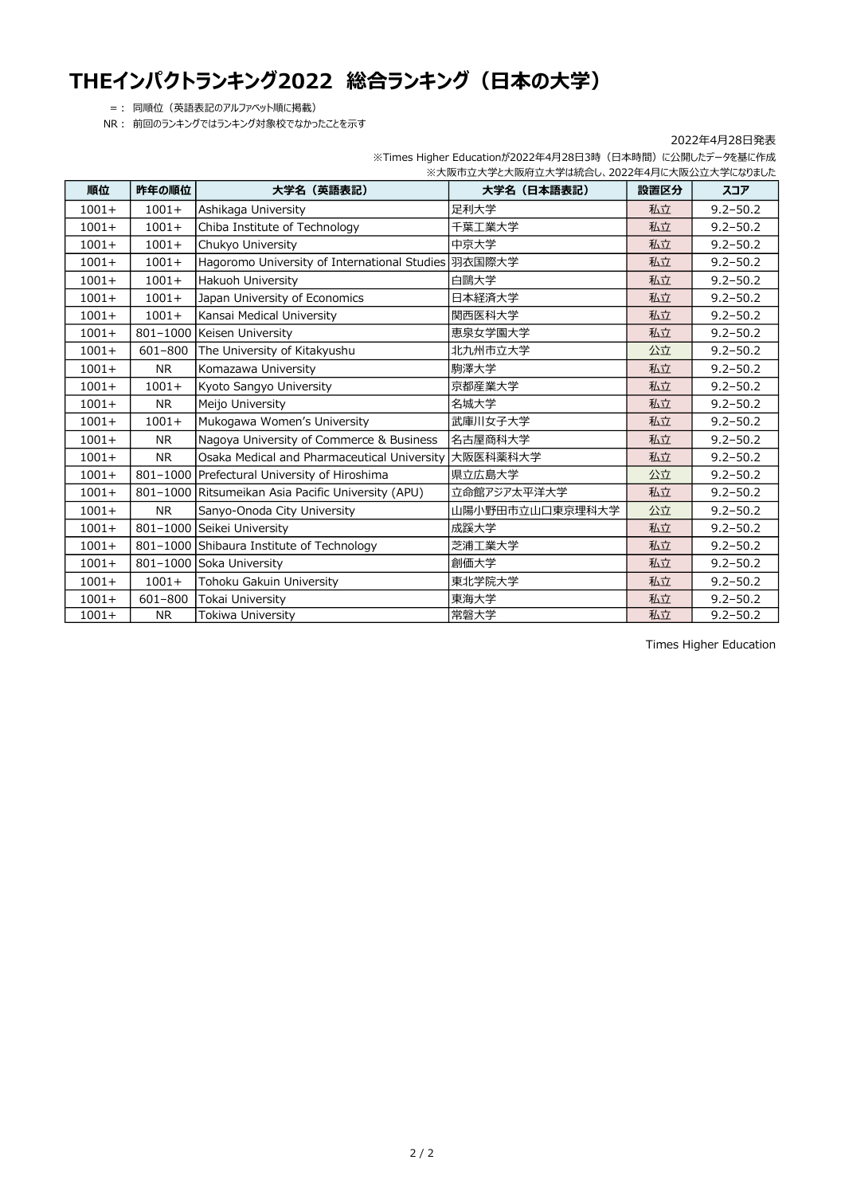# THEインパクトランキング2022　総合ランキング（日本の大学）

＝：　同順位（英語表記のアルファベット順に掲載）

NR：　前回のランキングではランキング対象校でなかったことを示す

2022年4月28日発表

※Times Higher Educationが2022年4月28日3時（日本時間）に公開したデータを基に作成

※大阪市立大学と大阪府立大学は統合し、2022年4月に大阪公立大学になりました

| 順位 | 昨年の順位 | 大学名（英語表記） | 大学名（日本語表記） | 設置区分 | スコア |
|---|---|---|---|---|---|
| 1001+ | 1001+ | Ashikaga University | 足利大学 | 私立 | 9.2–50.2 |
| 1001+ | 1001+ | Chiba Institute of Technology | 千葉工業大学 | 私立 | 9.2–50.2 |
| 1001+ | 1001+ | Chukyo University | 中京大学 | 私立 | 9.2–50.2 |
| 1001+ | 1001+ | Hagoromo University of International Studies | 羽衣国際大学 | 私立 | 9.2–50.2 |
| 1001+ | 1001+ | Hakuoh University | 白鷗大学 | 私立 | 9.2–50.2 |
| 1001+ | 1001+ | Japan University of Economics | 日本経済大学 | 私立 | 9.2–50.2 |
| 1001+ | 1001+ | Kansai Medical University | 関西医科大学 | 私立 | 9.2–50.2 |
| 1001+ | 801–1000 | Keisen University | 恵泉女学園大学 | 私立 | 9.2–50.2 |
| 1001+ | 601–800 | The University of Kitakyushu | 北九州市立大学 | 公立 | 9.2–50.2 |
| 1001+ | NR | Komazawa University | 駒澤大学 | 私立 | 9.2–50.2 |
| 1001+ | 1001+ | Kyoto Sangyo University | 京都産業大学 | 私立 | 9.2–50.2 |
| 1001+ | NR | Meijo University | 名城大学 | 私立 | 9.2–50.2 |
| 1001+ | 1001+ | Mukogawa Women's University | 武庫川女子大学 | 私立 | 9.2–50.2 |
| 1001+ | NR | Nagoya University of Commerce & Business | 名古屋商科大学 | 私立 | 9.2–50.2 |
| 1001+ | NR | Osaka Medical and Pharmaceutical University | 大阪医科薬科大学 | 私立 | 9.2–50.2 |
| 1001+ | 801–1000 | Prefectural University of Hiroshima | 県立広島大学 | 公立 | 9.2–50.2 |
| 1001+ | 801–1000 | Ritsumeikan Asia Pacific University (APU) | 立命館アジア太平洋大学 | 私立 | 9.2–50.2 |
| 1001+ | NR | Sanyo-Onoda City University | 山陽小野田市立山口東京理科大学 | 公立 | 9.2–50.2 |
| 1001+ | 801–1000 | Seikei University | 成蹊大学 | 私立 | 9.2–50.2 |
| 1001+ | 801–1000 | Shibaura Institute of Technology | 芝浦工業大学 | 私立 | 9.2–50.2 |
| 1001+ | 801–1000 | Soka University | 創価大学 | 私立 | 9.2–50.2 |
| 1001+ | 1001+ | Tohoku Gakuin University | 東北学院大学 | 私立 | 9.2–50.2 |
| 1001+ | 601–800 | Tokai University | 東海大学 | 私立 | 9.2–50.2 |
| 1001+ | NR | Tokiwa University | 常磐大学 | 私立 | 9.2–50.2 |

Times Higher Education